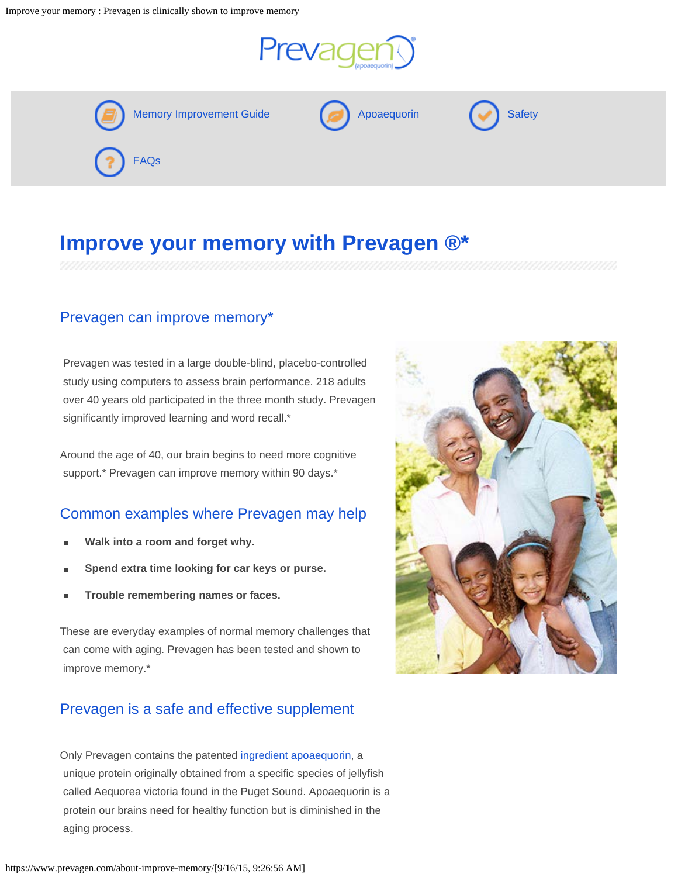Prevagen (apoaequorin)

- Memory Improvement Guide
- Apoaequorin
- Safety
- FAQs

# Improve your memory with Prevagen ®*

## Prevagen can improve memory*

Prevagen was tested in a large double-blind, placebo-controlled study using computers to assess brain performance. 218 adults over 40 years old participated in the three month study. Prevagen significantly improved learning and word recall.*

Around the age of 40, our brain begins to need more cognitive support.* Prevagen can improve memory within 90 days.*

## Common examples where Prevagen may help

- **Walk into a room and forget why.**
- **Spend extra time looking for car keys or purse.**
- **Trouble remembering names or faces.**

These are everyday examples of normal memory challenges that can come with aging. Prevagen has been tested and shown to improve memory.*

## Prevagen is a safe and effective supplement

Only Prevagen contains the patented ingredient apoaequorin, a unique protein originally obtained from a specific species of jellyfish called Aequorea victoria found in the Puget Sound. Apoaequorin is a protein our brains need for healthy function but is diminished in the aging process.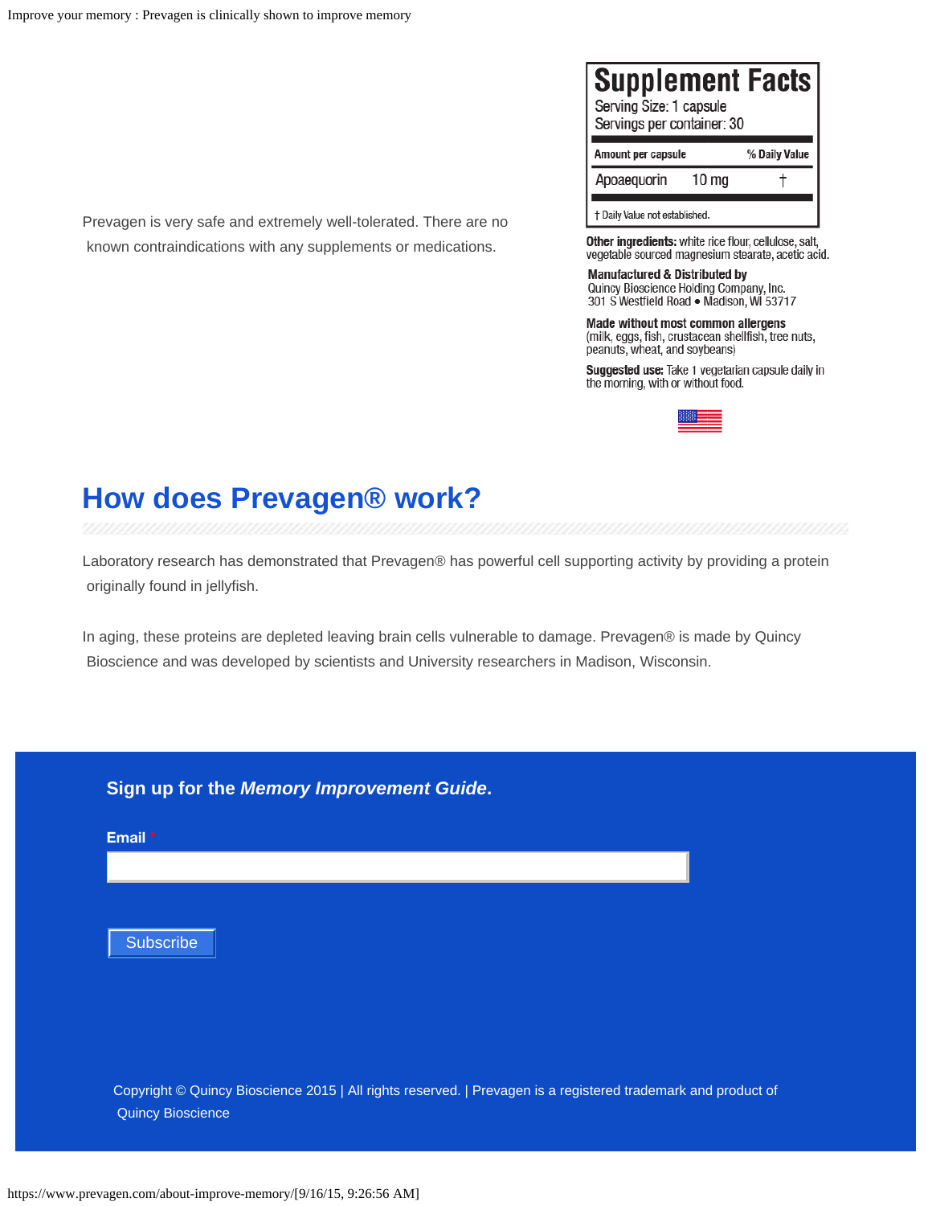Prevagen is very safe and extremely well-tolerated. There are no known contraindications with any supplements or medications.

**Supplement Facts**

Serving Size: 1 capsule
Servings per container: 30

| Amount per capsule | | % Daily Value |
|---|---|---|
| Apoaequorin | 10 mg | † |

† Daily Value not established.

**Other ingredients:** white rice flour, cellulose, salt, vegetable sourced magnesium stearate, acetic acid.

**Manufactured & Distributed by**
Quincy Bioscience Holding Company, Inc.
301 S Westfield Road • Madison, WI 53717

**Made without most common allergens**
(milk, eggs, fish, crustacean shellfish, tree nuts, peanuts, wheat, and soybeans)

**Suggested use:** Take 1 vegetarian capsule daily in the morning, with or without food.

## How does Prevagen® work?

Laboratory research has demonstrated that Prevagen® has powerful cell supporting activity by providing a protein originally found in jellyfish.

In aging, these proteins are depleted leaving brain cells vulnerable to damage. Prevagen® is made by Quincy Bioscience and was developed by scientists and University researchers in Madison, Wisconsin.

**Sign up for the *Memory Improvement Guide*.**

**Email** *

Subscribe

Copyright © Quincy Bioscience 2015 | All rights reserved. | Prevagen is a registered trademark and product of Quincy Bioscience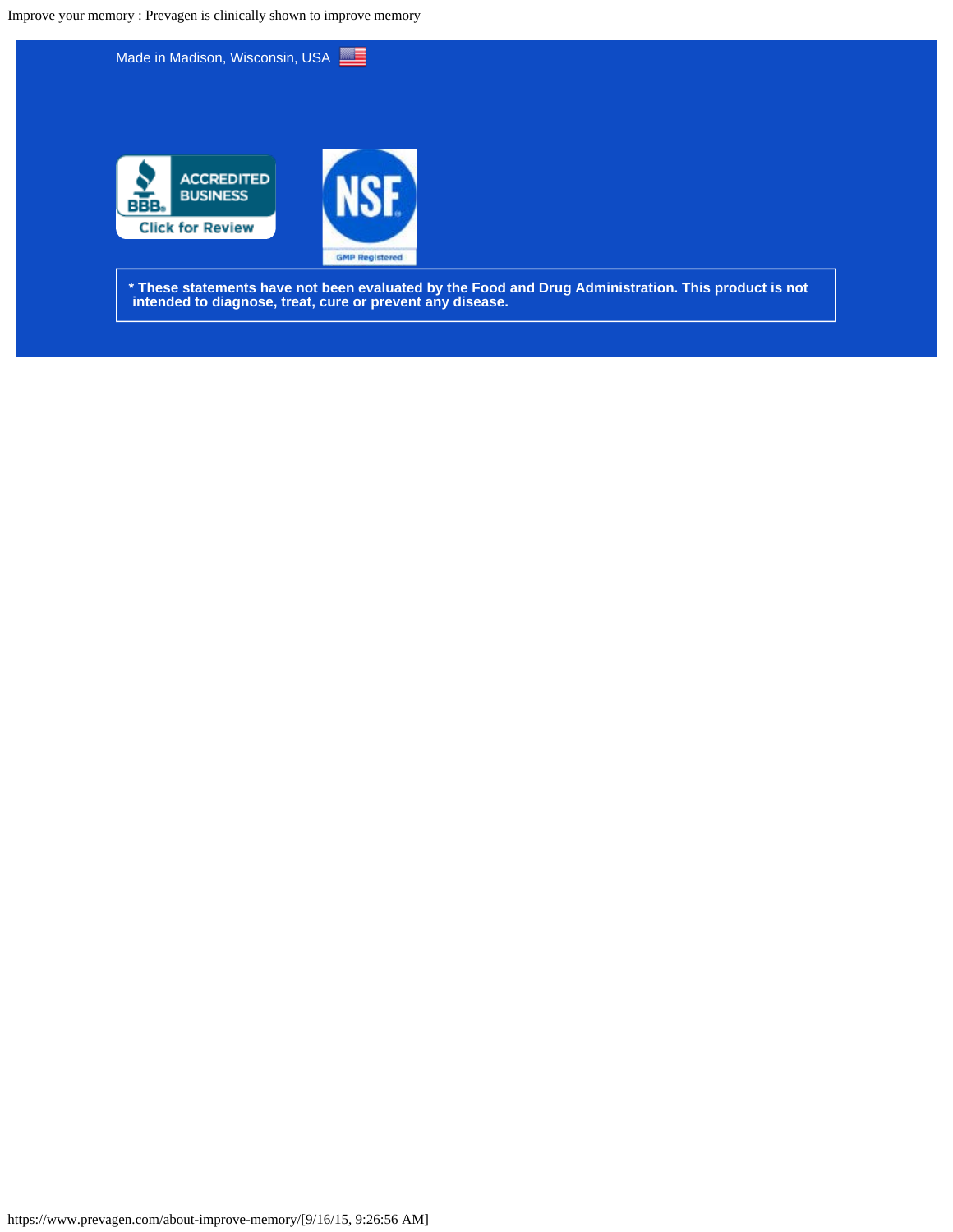Made in Madison, Wisconsin, USA

ACCREDITED BUSINESS

Click for Review

NSF

GMP Registered

**\* These statements have not been evaluated by the Food and Drug Administration. This product is not intended to diagnose, treat, cure or prevent any disease.**